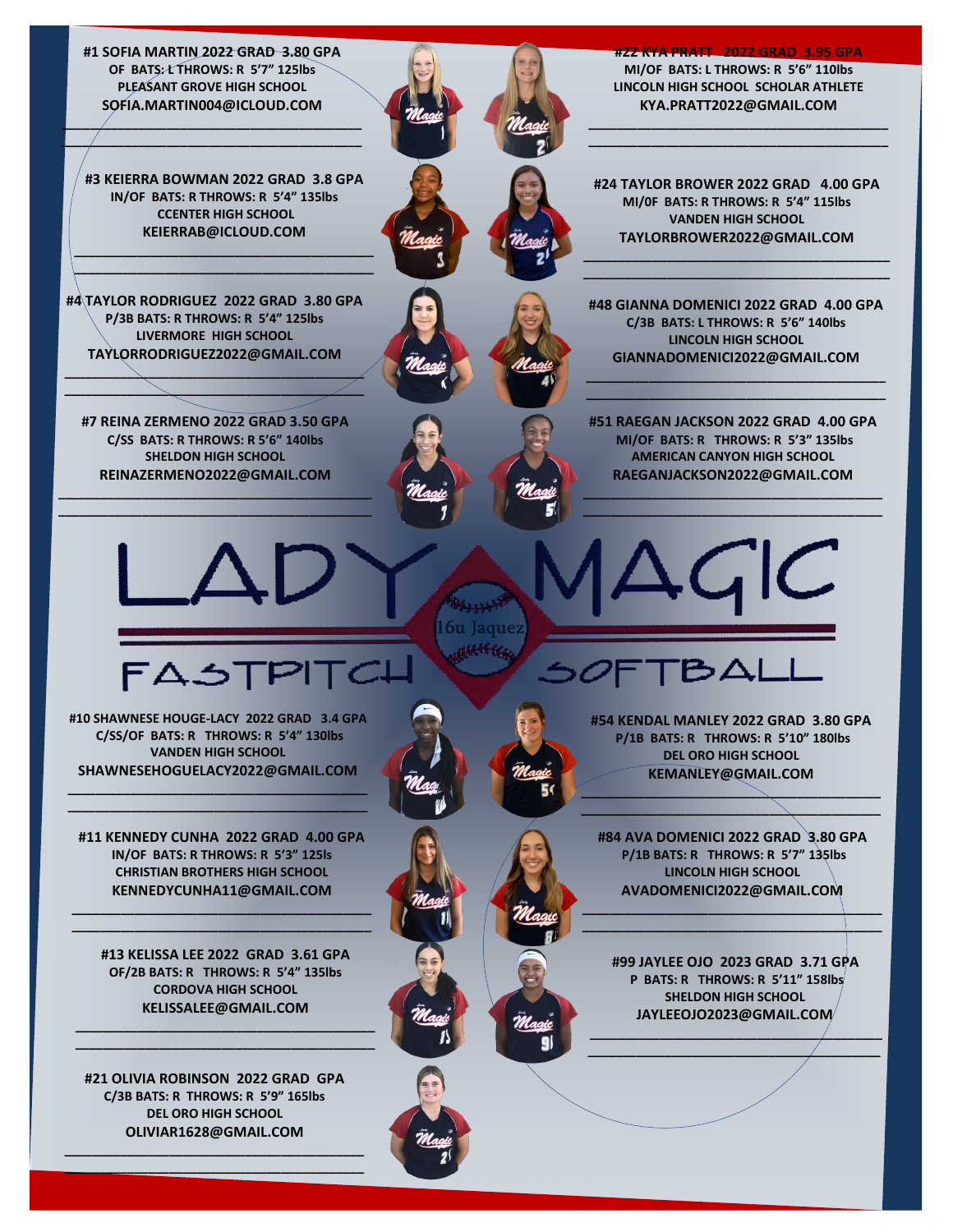# LADY MAGIC

## FASTPITCH SOFTBALL

16u Jaquez

**#1 SOFIA MARTIN 2022 GRAD 3.80 GPA**
OF BATS: L THROWS: R 5'7" 125lbs
PLEASANT GROVE HIGH SCHOOL
SOFIA.MARTIN004@ICLOUD.COM

**#22 KYA PRATT 2022 GRAD 3.95 GPA**
MI/OF BATS: L THROWS: R 5'6" 110lbs
LINCOLN HIGH SCHOOL SCHOLAR ATHLETE
KYA.PRATT2022@GMAIL.COM

**#3 KEIERRA BOWMAN 2022 GRAD 3.8 GPA**
IN/OF BATS: R THROWS: R 5'4" 135lbs
CCENTER HIGH SCHOOL
KEIERRAB@ICLOUD.COM

**#24 TAYLOR BROWER 2022 GRAD 4.00 GPA**
MI/0F BATS: R THROWS: R 5'4" 115lbs
VANDEN HIGH SCHOOL
TAYLORBROWER2022@GMAIL.COM

**#4 TAYLOR RODRIGUEZ 2022 GRAD 3.80 GPA**
P/3B BATS: R THROWS: R 5'4" 125lbs
LIVERMORE HIGH SCHOOL
TAYLORRODRIGUEZ2022@GMAIL.COM

**#48 GIANNA DOMENICI 2022 GRAD 4.00 GPA**
C/3B BATS: L THROWS: R 5'6" 140lbs
LINCOLN HIGH SCHOOL
GIANNADOMENICI2022@GMAIL.COM

**#7 REINA ZERMENO 2022 GRAD 3.50 GPA**
C/SS BATS: R THROWS: R 5'6" 140lbs
SHELDON HIGH SCHOOL
REINAZERMENO2022@GMAIL.COM

**#51 RAEGAN JACKSON 2022 GRAD 4.00 GPA**
MI/OF BATS: R THROWS: R 5'3" 135lbs
AMERICAN CANYON HIGH SCHOOL
RAEGANJACKSON2022@GMAIL.COM

**#10 SHAWNESE HOUGE-LACY 2022 GRAD 3.4 GPA**
C/SS/OF BATS: R THROWS: R 5'4" 130lbs
VANDEN HIGH SCHOOL
SHAWNESEHOGUELACY2022@GMAIL.COM

**#54 KENDAL MANLEY 2022 GRAD 3.80 GPA**
P/1B BATS: R THROWS: R 5'10" 180lbs
DEL ORO HIGH SCHOOL
KEMANLEY@GMAIL.COM

**#11 KENNEDY CUNHA 2022 GRAD 4.00 GPA**
IN/OF BATS: R THROWS: R 5'3" 125ls
CHRISTIAN BROTHERS HIGH SCHOOL
KENNEDYCUNHA11@GMAIL.COM

**#84 AVA DOMENICI 2022 GRAD 3.80 GPA**
P/1B BATS: R THROWS: R 5'7" 135lbs
LINCOLN HIGH SCHOOL
AVADOMENICI2022@GMAIL.COM

**#13 KELISSA LEE 2022 GRAD 3.61 GPA**
OF/2B BATS: R THROWS: R 5'4" 135lbs
CORDOVA HIGH SCHOOL
KELISSALEE@GMAIL.COM

**#99 JAYLEE OJO 2023 GRAD 3.71 GPA**
P BATS: R THROWS: R 5'11" 158lbs
SHELDON HIGH SCHOOL
JAYLEEOJO2023@GMAIL.COM

**#21 OLIVIA ROBINSON 2022 GRAD GPA**
C/3B BATS: R THROWS: R 5'9" 165lbs
DEL ORO HIGH SCHOOL
OLIVIAR1628@GMAIL.COM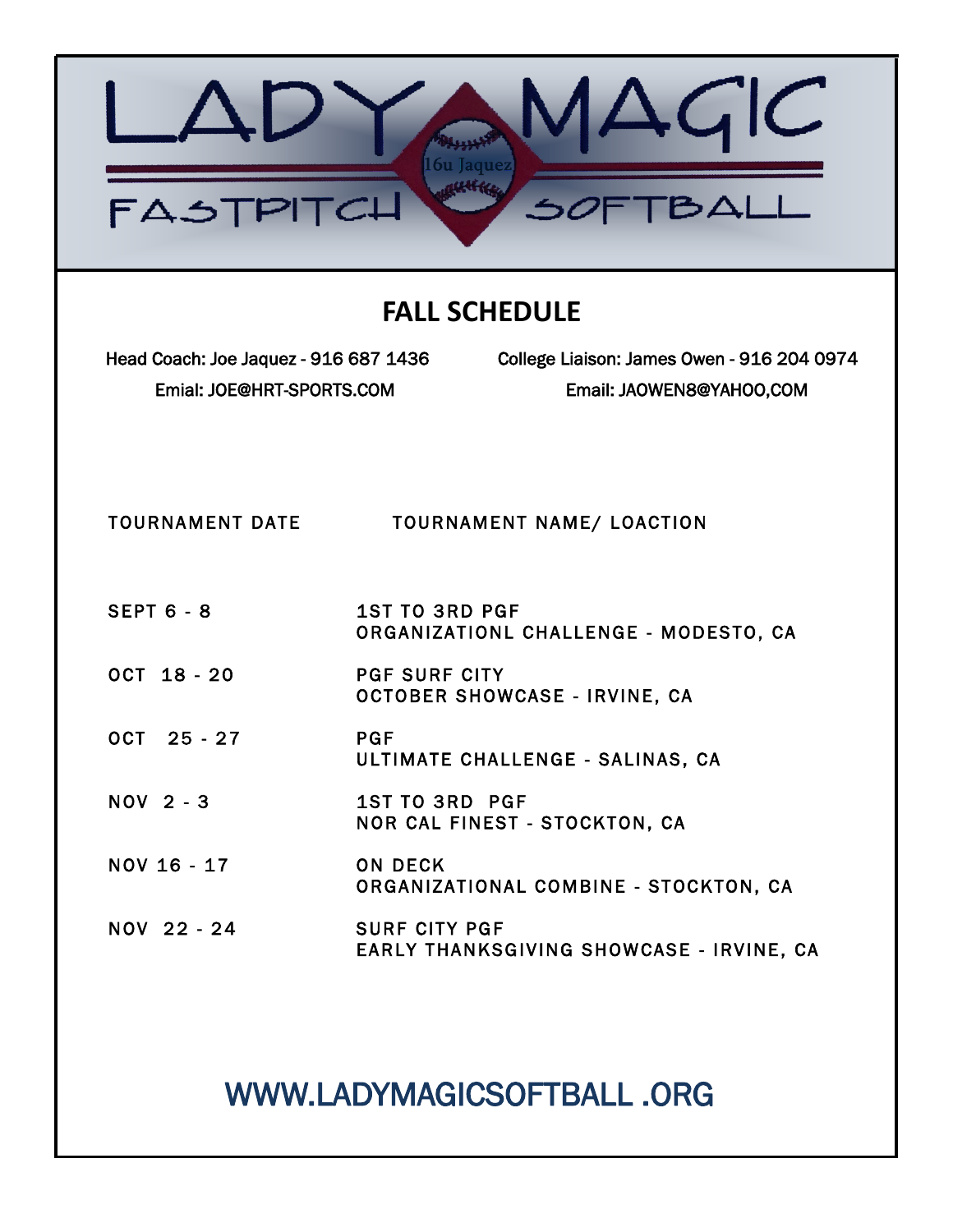# LADY MAGIC

16u Jaquez

FASTPITCH SOFTBALL

## FALL SCHEDULE

Head Coach: Joe Jaquez - 916 687 1436
Emial: JOE@HRT-SPORTS.COM

College Liaison: James Owen - 916 204 0974
Email: JAOWEN8@YAHOO,COM

| TOURNAMENT DATE | TOURNAMENT NAME/ LOACTION |
|---|---|
| SEPT 6 - 8 | 1ST TO 3RD PGF ORGANIZATIONL CHALLENGE - MODESTO, CA |
| OCT 18 - 20 | PGF SURF CITY OCTOBER SHOWCASE - IRVINE, CA |
| OCT 25 - 27 | PGF ULTIMATE CHALLENGE - SALINAS, CA |
| NOV 2 - 3 | 1ST TO 3RD PGF NOR CAL FINEST - STOCKTON, CA |
| NOV 16 - 17 | ON DECK ORGANIZATIONAL COMBINE - STOCKTON, CA |
| NOV 22 - 24 | SURF CITY PGF EARLY THANKSGIVING SHOWCASE - IRVINE, CA |

WWW.LADYMAGICSOFTBALL .ORG